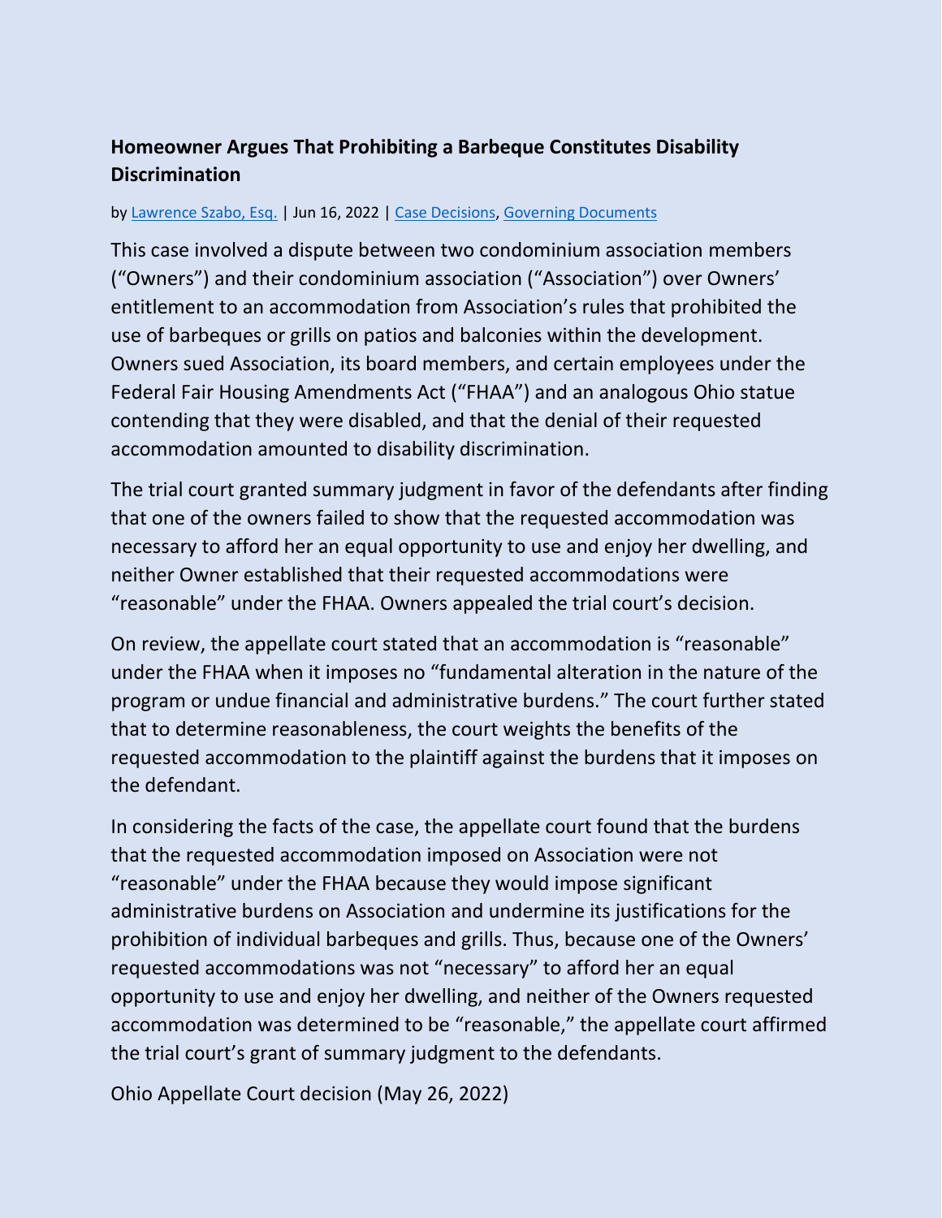## Homeowner Argues That Prohibiting a Barbeque Constitutes Disability Discrimination

by Lawrence Szabo, Esq. | Jun 16, 2022 | Case Decisions, Governing Documents

This case involved a dispute between two condominium association members ("Owners") and their condominium association ("Association") over Owners' entitlement to an accommodation from Association's rules that prohibited the use of barbeques or grills on patios and balconies within the development. Owners sued Association, its board members, and certain employees under the Federal Fair Housing Amendments Act ("FHAA") and an analogous Ohio statue contending that they were disabled, and that the denial of their requested accommodation amounted to disability discrimination.

The trial court granted summary judgment in favor of the defendants after finding that one of the owners failed to show that the requested accommodation was necessary to afford her an equal opportunity to use and enjoy her dwelling, and neither Owner established that their requested accommodations were "reasonable" under the FHAA. Owners appealed the trial court's decision.

On review, the appellate court stated that an accommodation is "reasonable" under the FHAA when it imposes no "fundamental alteration in the nature of the program or undue financial and administrative burdens." The court further stated that to determine reasonableness, the court weights the benefits of the requested accommodation to the plaintiff against the burdens that it imposes on the defendant.

In considering the facts of the case, the appellate court found that the burdens that the requested accommodation imposed on Association were not "reasonable" under the FHAA because they would impose significant administrative burdens on Association and undermine its justifications for the prohibition of individual barbeques and grills. Thus, because one of the Owners' requested accommodations was not "necessary" to afford her an equal opportunity to use and enjoy her dwelling, and neither of the Owners requested accommodation was determined to be "reasonable," the appellate court affirmed the trial court's grant of summary judgment to the defendants.

Ohio Appellate Court decision (May 26, 2022)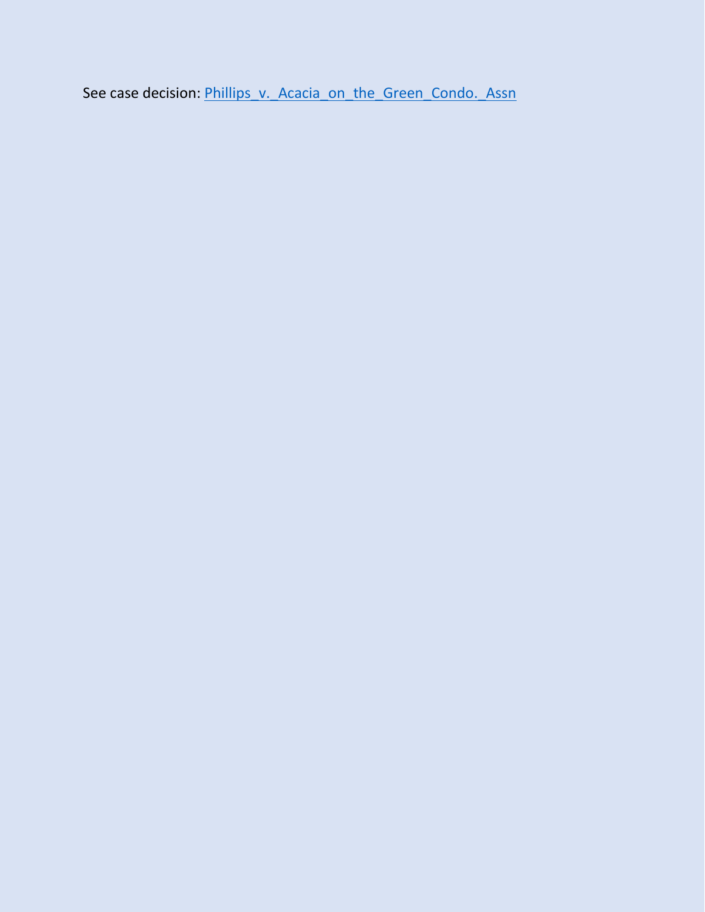See case decision: Phillips_v._Acacia_on_the_Green_Condo._Assn